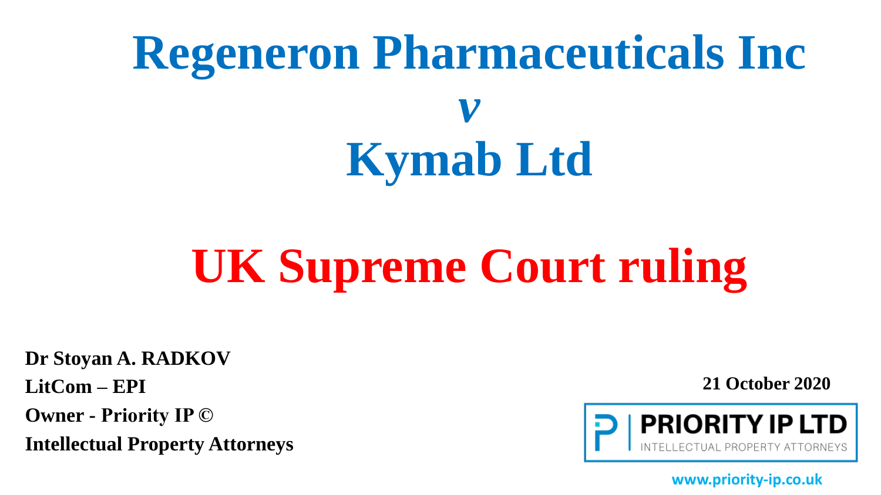# Regeneron Pharmaceuticals Inc *v* Kymab Ltd

# UK Supreme Court ruling

**Dr Stoyan A. RADKOV**
**LitCom – EPI**
**Owner - Priority IP ©**
**Intellectual Property Attorneys**

**21 October 2020**

PRIORITY IP LTD
INTELLECTUAL PROPERTY ATTORNEYS

www.priority-ip.co.uk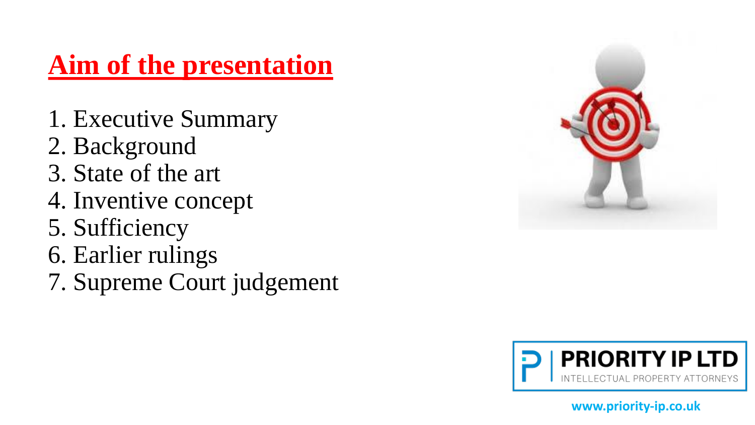# Aim of the presentation

1. Executive Summary
2. Background
3. State of the art
4. Inventive concept
5. Sufficiency
6. Earlier rulings
7. Supreme Court judgement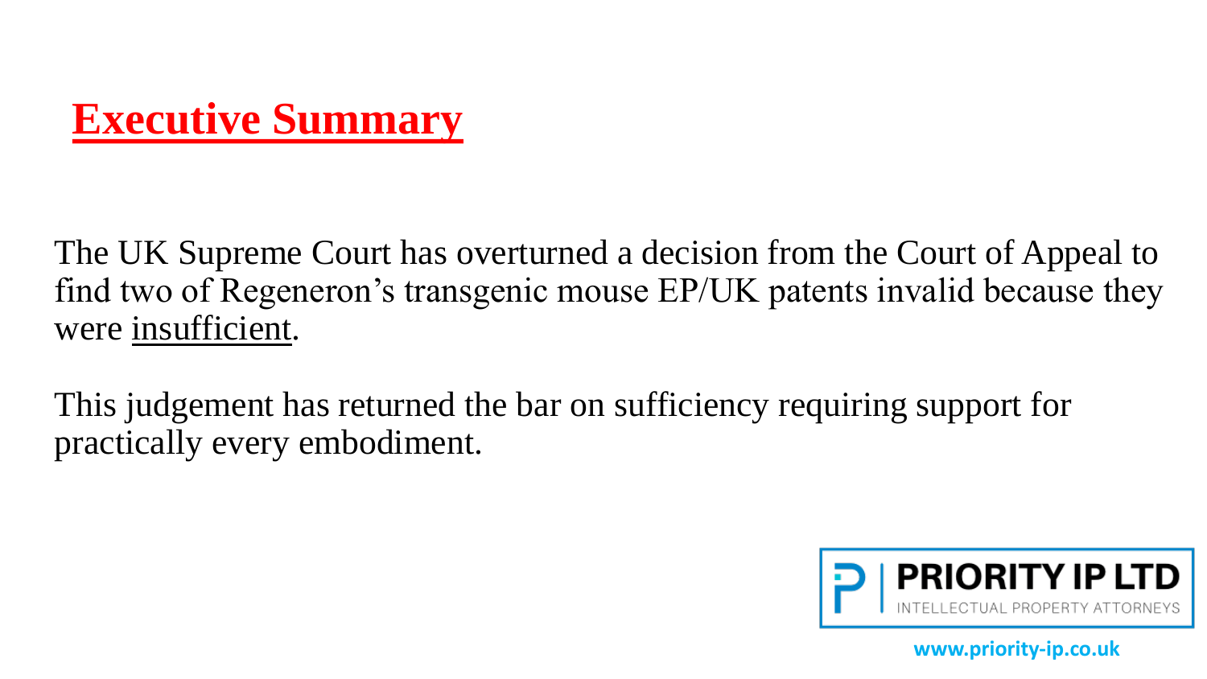# Executive Summary

The UK Supreme Court has overturned a decision from the Court of Appeal to find two of Regeneron's transgenic mouse EP/UK patents invalid because they were insufficient.

This judgement has returned the bar on sufficiency requiring support for practically every embodiment.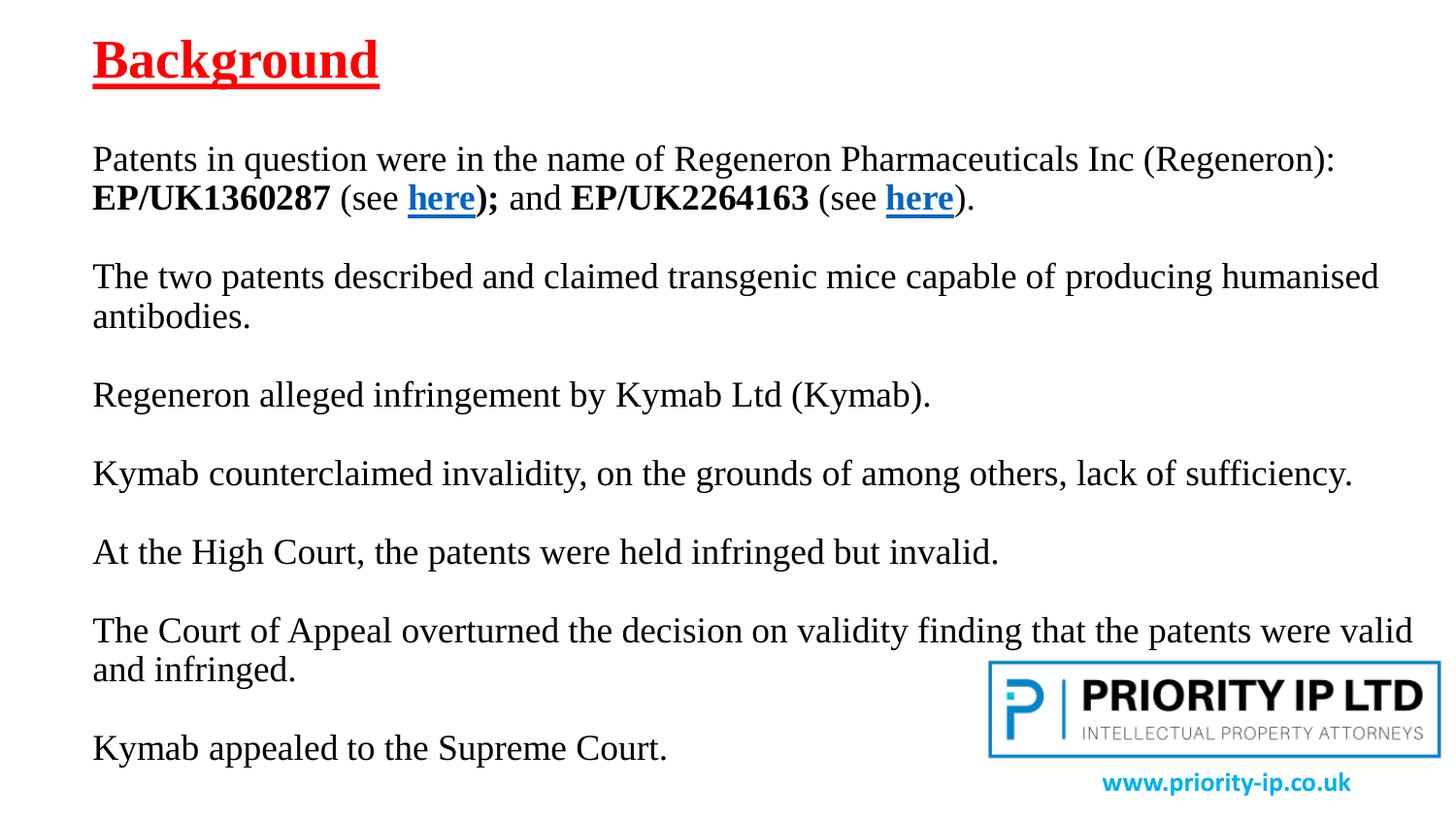# Background

Patents in question were in the name of Regeneron Pharmaceuticals Inc (Regeneron): **EP/UK1360287** (see **here**)**;** and **EP/UK2264163** (see **here**).

The two patents described and claimed transgenic mice capable of producing humanised antibodies.

Regeneron alleged infringement by Kymab Ltd (Kymab).

Kymab counterclaimed invalidity, on the grounds of among others, lack of sufficiency.

At the High Court, the patents were held infringed but invalid.

The Court of Appeal overturned the decision on validity finding that the patents were valid and infringed.

Kymab appealed to the Supreme Court.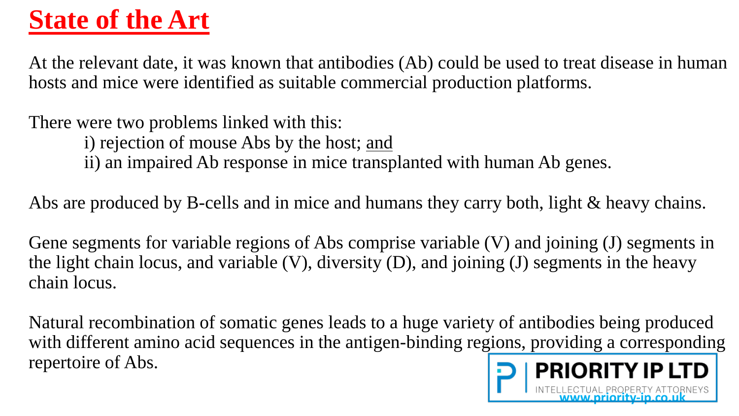# State of the Art

At the relevant date, it was known that antibodies (Ab) could be used to treat disease in human hosts and mice were identified as suitable commercial production platforms.

There were two problems linked with this:

i) rejection of mouse Abs by the host; and

ii) an impaired Ab response in mice transplanted with human Ab genes.

Abs are produced by B-cells and in mice and humans they carry both, light & heavy chains.

Gene segments for variable regions of Abs comprise variable (V) and joining (J) segments in the light chain locus, and variable (V), diversity (D), and joining (J) segments in the heavy chain locus.

Natural recombination of somatic genes leads to a huge variety of antibodies being produced with different amino acid sequences in the antigen-binding regions, providing a corresponding repertoire of Abs.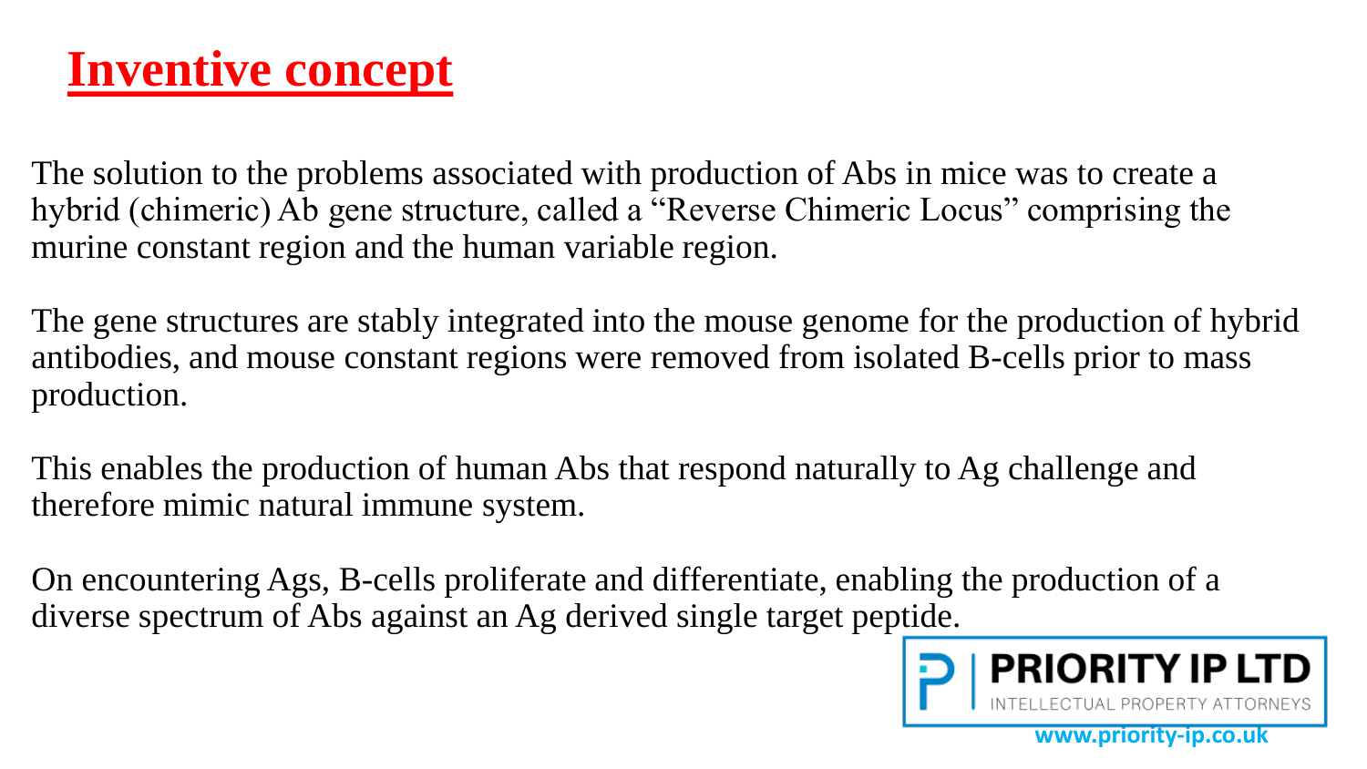# Inventive concept

The solution to the problems associated with production of Abs in mice was to create a hybrid (chimeric) Ab gene structure, called a "Reverse Chimeric Locus" comprising the murine constant region and the human variable region.

The gene structures are stably integrated into the mouse genome for the production of hybrid antibodies, and mouse constant regions were removed from isolated B-cells prior to mass production.

This enables the production of human Abs that respond naturally to Ag challenge and therefore mimic natural immune system.

On encountering Ags, B-cells proliferate and differentiate, enabling the production of a diverse spectrum of Abs against an Ag derived single target peptide.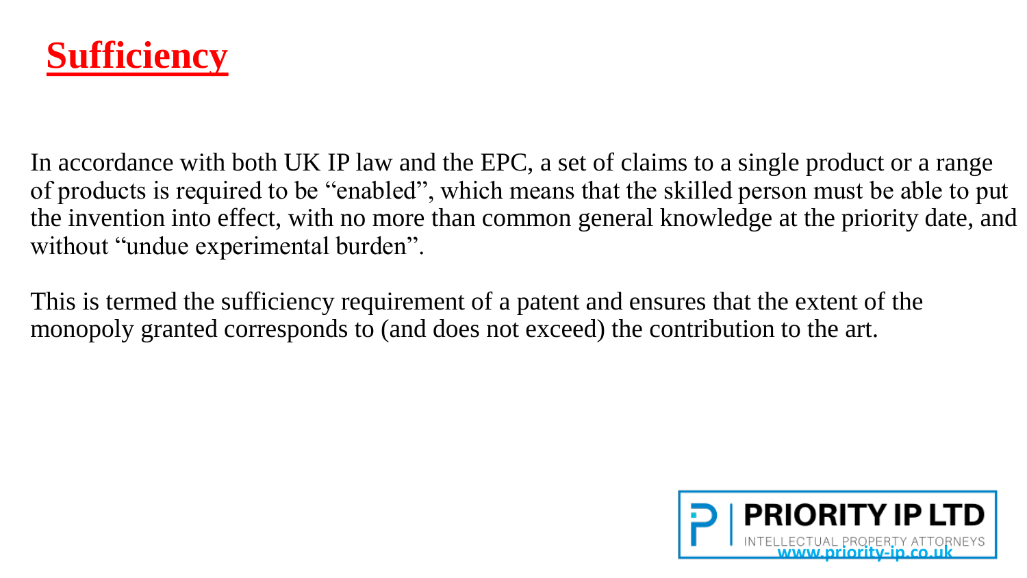# Sufficiency

In accordance with both UK IP law and the EPC, a set of claims to a single product or a range of products is required to be "enabled", which means that the skilled person must be able to put the invention into effect, with no more than common general knowledge at the priority date, and without "undue experimental burden".

This is termed the sufficiency requirement of a patent and ensures that the extent of the monopoly granted corresponds to (and does not exceed) the contribution to the art.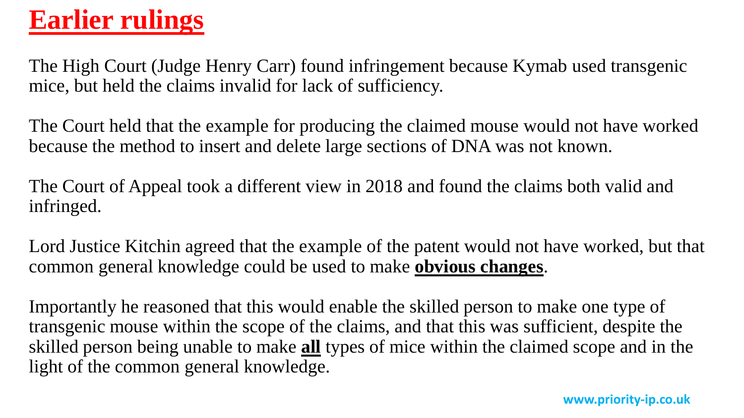# Earlier rulings

The High Court (Judge Henry Carr) found infringement because Kymab used transgenic mice, but held the claims invalid for lack of sufficiency.

The Court held that the example for producing the claimed mouse would not have worked because the method to insert and delete large sections of DNA was not known.

The Court of Appeal took a different view in 2018 and found the claims both valid and infringed.

Lord Justice Kitchin agreed that the example of the patent would not have worked, but that common general knowledge could be used to make **obvious changes**.

Importantly he reasoned that this would enable the skilled person to make one type of transgenic mouse within the scope of the claims, and that this was sufficient, despite the skilled person being unable to make **all** types of mice within the claimed scope and in the light of the common general knowledge.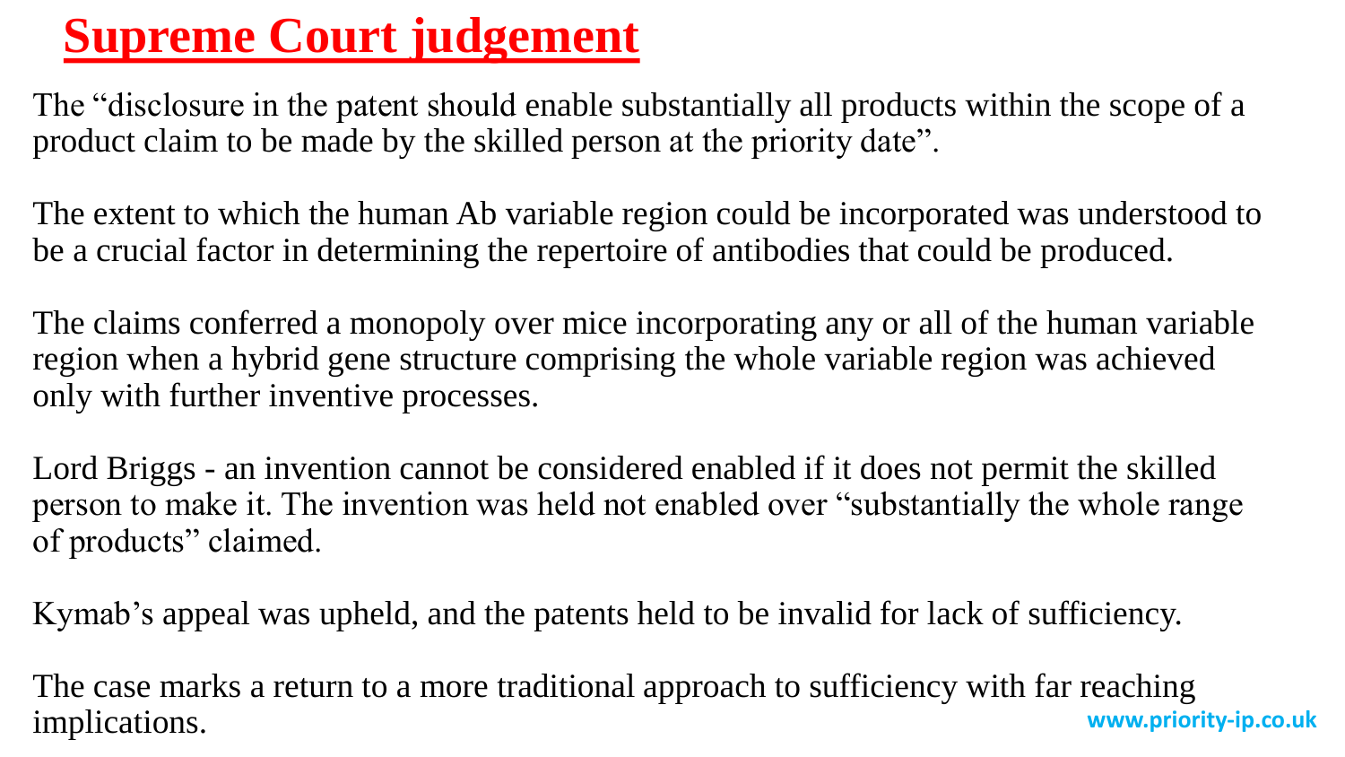# Supreme Court judgement

The "disclosure in the patent should enable substantially all products within the scope of a product claim to be made by the skilled person at the priority date".

The extent to which the human Ab variable region could be incorporated was understood to be a crucial factor in determining the repertoire of antibodies that could be produced.

The claims conferred a monopoly over mice incorporating any or all of the human variable region when a hybrid gene structure comprising the whole variable region was achieved only with further inventive processes.

Lord Briggs - an invention cannot be considered enabled if it does not permit the skilled person to make it. The invention was held not enabled over "substantially the whole range of products" claimed.

Kymab's appeal was upheld, and the patents held to be invalid for lack of sufficiency.

The case marks a return to a more traditional approach to sufficiency with far reaching implications.

www.priority-ip.co.uk